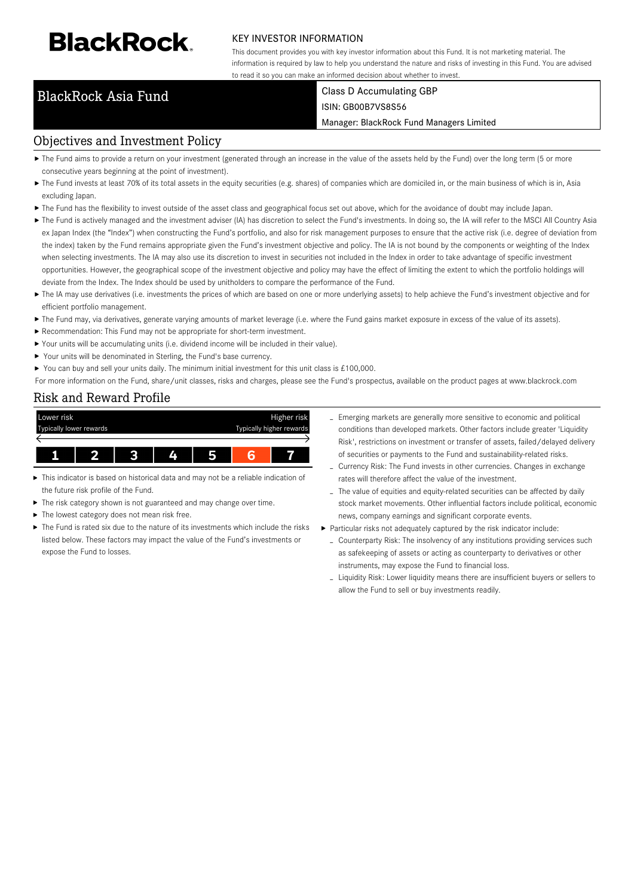**BlackRock.**

KEY INVESTOR INFORMATION

This document provides you with key investor information about this Fund. It is not marketing material. The information is required by law to help you understand the nature and risks of investing in this Fund. You are advised to read it so you can make an informed decision about whether to invest.

# BlackRock Asia Fund

Class D Accumulating GBP

ISIN: GB00B7VS8S56

Manager: BlackRock Fund Managers Limited

## Objectives and Investment Policy

- The Fund aims to provide a return on your investment (generated through an increase in the value of the assets held by the Fund) over the long term (5 or more consecutive years beginning at the point of investment).
- The Fund invests at least 70% of its total assets in the equity securities (e.g. shares) of companies which are domiciled in, or the main business of which is in, Asia excluding Japan.
- The Fund has the flexibility to invest outside of the asset class and geographical focus set out above, which for the avoidance of doubt may include Japan.
- The Fund is actively managed and the investment adviser (IA) has discretion to select the Fund's investments. In doing so, the IA will refer to the MSCI All Country Asia ex Japan Index (the "Index") when constructing the Fund's portfolio, and also for risk management purposes to ensure that the active risk (i.e. degree of deviation from the index) taken by the Fund remains appropriate given the Fund's investment objective and policy. The IA is not bound by the components or weighting of the Index when selecting investments. The IA may also use its discretion to invest in securities not included in the Index in order to take advantage of specific investment opportunities. However, the geographical scope of the investment objective and policy may have the effect of limiting the extent to which the portfolio holdings will deviate from the Index. The Index should be used by unitholders to compare the performance of the Fund.
- The IA may use derivatives (i.e. investments the prices of which are based on one or more underlying assets) to help achieve the Fund's investment objective and for efficient portfolio management.
- The Fund may, via derivatives, generate varying amounts of market leverage (i.e. where the Fund gains market exposure in excess of the value of its assets).
- Recommendation: This Fund may not be appropriate for short-term investment.
- Your units will be accumulating units (i.e. dividend income will be included in their value).
- Your units will be denominated in Sterling, the Fund's base currency.
- You can buy and sell your units daily. The minimum initial investment for this unit class is £100,000.

For more information on the Fund, share/unit classes, risks and charges, please see the Fund's prospectus, available on the product pages at www.blackrock.com

## Risk and Reward Profile

| Lower risk | | | | | | Higher risk |
|---|---|---|---|---|---|---|
| Typically lower rewards | | | | | | Typically higher rewards |
| 1 | 2 | 3 | 4 | 5 | **6** | 7 |

- This indicator is based on historical data and may not be a reliable indication of the future risk profile of the Fund.
- The risk category shown is not guaranteed and may change over time.
- The lowest category does not mean risk free.
- The Fund is rated six due to the nature of its investments which include the risks listed below. These factors may impact the value of the Fund's investments or expose the Fund to losses.
  - Emerging markets are generally more sensitive to economic and political conditions than developed markets. Other factors include greater 'Liquidity Risk', restrictions on investment or transfer of assets, failed/delayed delivery of securities or payments to the Fund and sustainability-related risks.
  - Currency Risk: The Fund invests in other currencies. Changes in exchange rates will therefore affect the value of the investment.
  - The value of equities and equity-related securities can be affected by daily stock market movements. Other influential factors include political, economic news, company earnings and significant corporate events.
- Particular risks not adequately captured by the risk indicator include:
  - Counterparty Risk: The insolvency of any institutions providing services such as safekeeping of assets or acting as counterparty to derivatives or other instruments, may expose the Fund to financial loss.
  - Liquidity Risk: Lower liquidity means there are insufficient buyers or sellers to allow the Fund to sell or buy investments readily.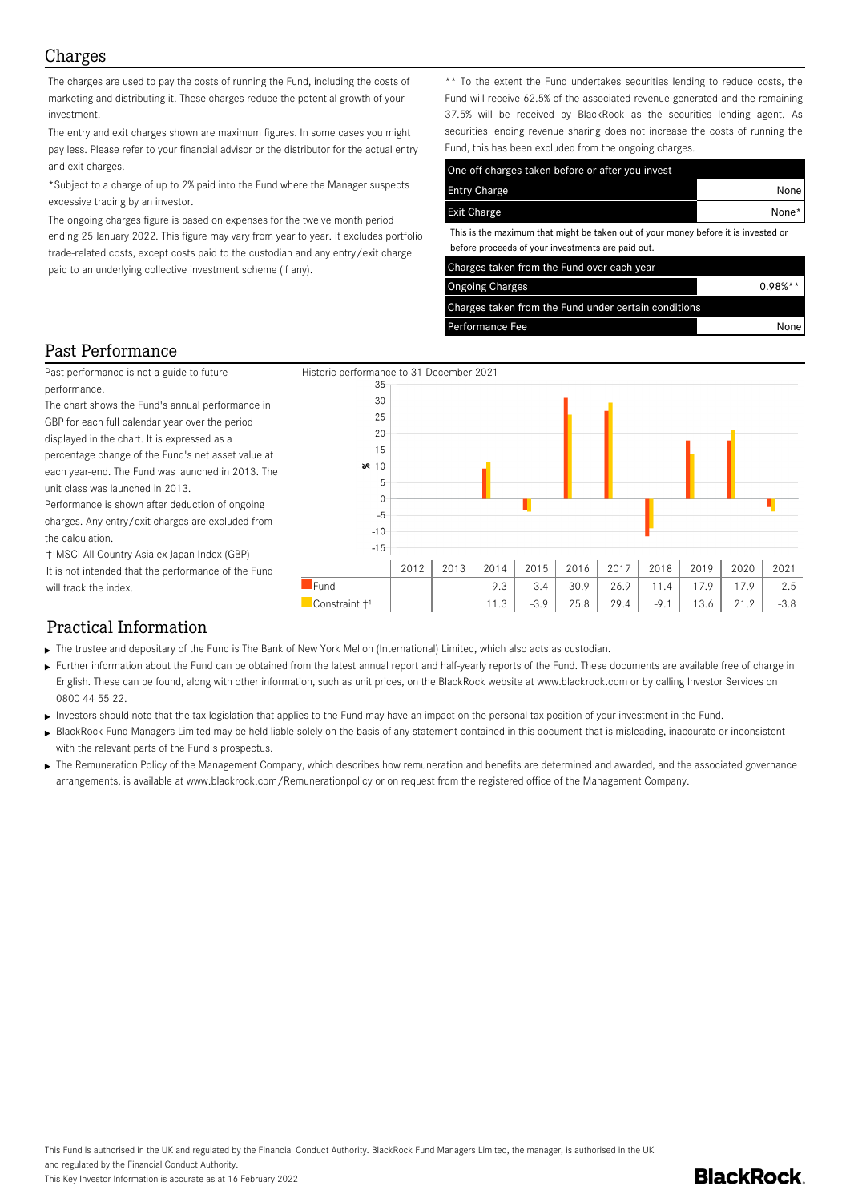## Charges

The charges are used to pay the costs of running the Fund, including the costs of marketing and distributing it. These charges reduce the potential growth of your investment.

The entry and exit charges shown are maximum figures. In some cases you might pay less. Please refer to your financial advisor or the distributor for the actual entry and exit charges.

*Subject to a charge of up to 2% paid into the Fund where the Manager suspects excessive trading by an investor.

The ongoing charges figure is based on expenses for the twelve month period ending 25 January 2022. This figure may vary from year to year. It excludes portfolio trade-related costs, except costs paid to the custodian and any entry/exit charge paid to an underlying collective investment scheme (if any).

** To the extent the Fund undertakes securities lending to reduce costs, the Fund will receive 62.5% of the associated revenue generated and the remaining 37.5% will be received by BlackRock as the securities lending agent. As securities lending revenue sharing does not increase the costs of running the Fund, this has been excluded from the ongoing charges.

| One-off charges taken before or after you invest | |
|---|---|
| Entry Charge | None |
| Exit Charge | None* |

This is the maximum that might be taken out of your money before it is invested or before proceeds of your investments are paid out.

| Charges taken from the Fund over each year | |
|---|---|
| Ongoing Charges | 0.98%** |

| Charges taken from the Fund under certain conditions | |
|---|---|
| Performance Fee | None |

## Past Performance

Past performance is not a guide to future performance.

The chart shows the Fund's annual performance in GBP for each full calendar year over the period displayed in the chart. It is expressed as a percentage change of the Fund's net asset value at each year-end. The Fund was launched in 2013. The unit class was launched in 2013.

Performance is shown after deduction of ongoing charges. Any entry/exit charges are excluded from the calculation.

†[1]MSCI All Country Asia ex Japan Index (GBP)

It is not intended that the performance of the Fund will track the index.

Historic performance to 31 December 2021

%

35
30
25
20
15
10
5
0
-5
-10
-15

| | 2012 | 2013 | 2014 | 2015 | 2016 | 2017 | 2018 | 2019 | 2020 | 2021 |
|---|---|---|---|---|---|---|---|---|---|---|
| Fund | | | 9.3 | -3.4 | 30.9 | 26.9 | -11.4 | 17.9 | 17.9 | -2.5 |
| Constraint †[1] | | | 11.3 | -3.9 | 25.8 | 29.4 | -9.1 | 13.6 | 21.2 | -3.8 |

## Practical Information

- The trustee and depositary of the Fund is The Bank of New York Mellon (International) Limited, which also acts as custodian.
- Further information about the Fund can be obtained from the latest annual report and half-yearly reports of the Fund. These documents are available free of charge in English. These can be found, along with other information, such as unit prices, on the BlackRock website at www.blackrock.com or by calling Investor Services on 0800 44 55 22.
- Investors should note that the tax legislation that applies to the Fund may have an impact on the personal tax position of your investment in the Fund.
- BlackRock Fund Managers Limited may be held liable solely on the basis of any statement contained in this document that is misleading, inaccurate or inconsistent with the relevant parts of the Fund's prospectus.
- The Remuneration Policy of the Management Company, which describes how remuneration and benefits are determined and awarded, and the associated governance arrangements, is available at www.blackrock.com/Remunerationpolicy or on request from the registered office of the Management Company.

This Fund is authorised in the UK and regulated by the Financial Conduct Authority. BlackRock Fund Managers Limited, the manager, is authorised in the UK and regulated by the Financial Conduct Authority.

This Key Investor Information is accurate as at 16 February 2022